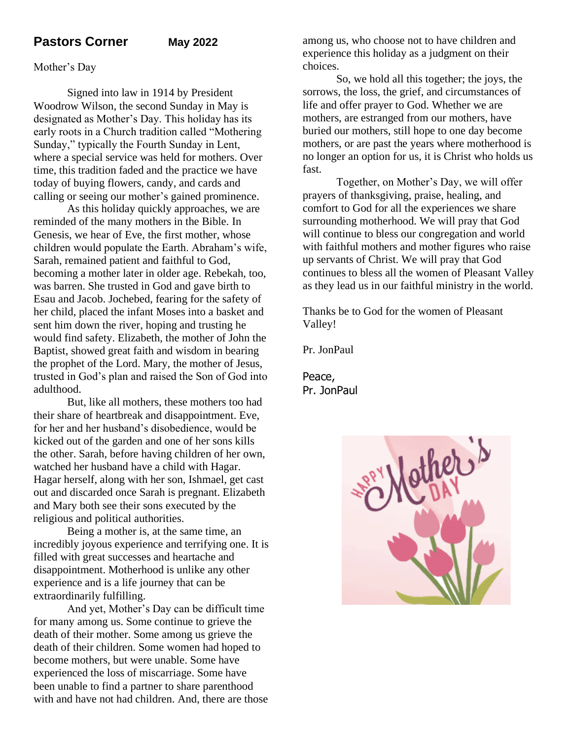## Pastors Corner May 2022

Mother's Day

Signed into law in 1914 by President Woodrow Wilson, the second Sunday in May is designated as Mother's Day. This holiday has its early roots in a Church tradition called "Mothering Sunday," typically the Fourth Sunday in Lent, where a special service was held for mothers. Over time, this tradition faded and the practice we have today of buying flowers, candy, and cards and calling or seeing our mother's gained prominence.

As this holiday quickly approaches, we are reminded of the many mothers in the Bible. In Genesis, we hear of Eve, the first mother, whose children would populate the Earth. Abraham's wife, Sarah, remained patient and faithful to God, becoming a mother later in older age. Rebekah, too, was barren. She trusted in God and gave birth to Esau and Jacob. Jochebed, fearing for the safety of her child, placed the infant Moses into a basket and sent him down the river, hoping and trusting he would find safety. Elizabeth, the mother of John the Baptist, showed great faith and wisdom in bearing the prophet of the Lord. Mary, the mother of Jesus, trusted in God's plan and raised the Son of God into adulthood.

But, like all mothers, these mothers too had their share of heartbreak and disappointment. Eve, for her and her husband's disobedience, would be kicked out of the garden and one of her sons kills the other. Sarah, before having children of her own, watched her husband have a child with Hagar. Hagar herself, along with her son, Ishmael, get cast out and discarded once Sarah is pregnant. Elizabeth and Mary both see their sons executed by the religious and political authorities.

Being a mother is, at the same time, an incredibly joyous experience and terrifying one. It is filled with great successes and heartache and disappointment. Motherhood is unlike any other experience and is a life journey that can be extraordinarily fulfilling.

And yet, Mother's Day can be difficult time for many among us. Some continue to grieve the death of their mother. Some among us grieve the death of their children. Some women had hoped to become mothers, but were unable. Some have experienced the loss of miscarriage. Some have been unable to find a partner to share parenthood with and have not had children. And, there are those among us, who choose not to have children and experience this holiday as a judgment on their choices.

So, we hold all this together; the joys, the sorrows, the loss, the grief, and circumstances of life and offer prayer to God. Whether we are mothers, are estranged from our mothers, have buried our mothers, still hope to one day become mothers, or are past the years where motherhood is no longer an option for us, it is Christ who holds us fast.

Together, on Mother's Day, we will offer prayers of thanksgiving, praise, healing, and comfort to God for all the experiences we share surrounding motherhood. We will pray that God will continue to bless our congregation and world with faithful mothers and mother figures who raise up servants of Christ. We will pray that God continues to bless all the women of Pleasant Valley as they lead us in our faithful ministry in the world.

Thanks be to God for the women of Pleasant Valley!

Pr. JonPaul

Peace,
Pr. JonPaul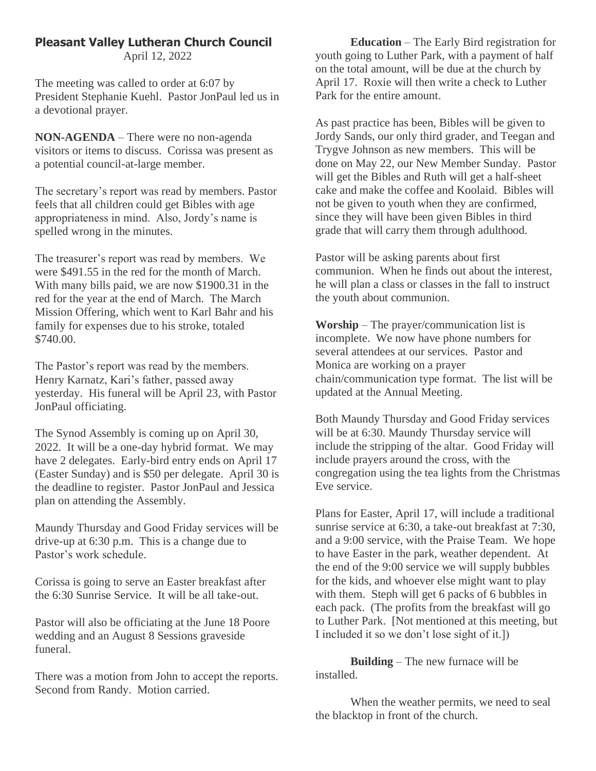# Pleasant Valley Lutheran Church Council

April 12, 2022

The meeting was called to order at 6:07 by President Stephanie Kuehl. Pastor JonPaul led us in a devotional prayer.

**NON-AGENDA** – There were no non-agenda visitors or items to discuss. Corissa was present as a potential council-at-large member.

The secretary's report was read by members. Pastor feels that all children could get Bibles with age appropriateness in mind. Also, Jordy's name is spelled wrong in the minutes.

The treasurer's report was read by members. We were $491.55 in the red for the month of March. With many bills paid, we are now $1900.31 in the red for the year at the end of March. The March Mission Offering, which went to Karl Bahr and his family for expenses due to his stroke, totaled $740.00.

The Pastor's report was read by the members. Henry Karnatz, Kari's father, passed away yesterday. His funeral will be April 23, with Pastor JonPaul officiating.

The Synod Assembly is coming up on April 30, 2022. It will be a one-day hybrid format. We may have 2 delegates. Early-bird entry ends on April 17 (Easter Sunday) and is $50 per delegate. April 30 is the deadline to register. Pastor JonPaul and Jessica plan on attending the Assembly.

Maundy Thursday and Good Friday services will be drive-up at 6:30 p.m. This is a change due to Pastor's work schedule.

Corissa is going to serve an Easter breakfast after the 6:30 Sunrise Service. It will be all take-out.

Pastor will also be officiating at the June 18 Poore wedding and an August 8 Sessions graveside funeral.

There was a motion from John to accept the reports. Second from Randy. Motion carried.

**Education** – The Early Bird registration for youth going to Luther Park, with a payment of half on the total amount, will be due at the church by April 17. Roxie will then write a check to Luther Park for the entire amount.

As past practice has been, Bibles will be given to Jordy Sands, our only third grader, and Teegan and Trygve Johnson as new members. This will be done on May 22, our New Member Sunday. Pastor will get the Bibles and Ruth will get a half-sheet cake and make the coffee and Koolaid. Bibles will not be given to youth when they are confirmed, since they will have been given Bibles in third grade that will carry them through adulthood.

Pastor will be asking parents about first communion. When he finds out about the interest, he will plan a class or classes in the fall to instruct the youth about communion.

**Worship** – The prayer/communication list is incomplete. We now have phone numbers for several attendees at our services. Pastor and Monica are working on a prayer chain/communication type format. The list will be updated at the Annual Meeting.

Both Maundy Thursday and Good Friday services will be at 6:30. Maundy Thursday service will include the stripping of the altar. Good Friday will include prayers around the cross, with the congregation using the tea lights from the Christmas Eve service.

Plans for Easter, April 17, will include a traditional sunrise service at 6:30, a take-out breakfast at 7:30, and a 9:00 service, with the Praise Team. We hope to have Easter in the park, weather dependent. At the end of the 9:00 service we will supply bubbles for the kids, and whoever else might want to play with them. Steph will get 6 packs of 6 bubbles in each pack. (The profits from the breakfast will go to Luther Park. [Not mentioned at this meeting, but I included it so we don't lose sight of it.])

**Building** – The new furnace will be installed.

When the weather permits, we need to seal the blacktop in front of the church.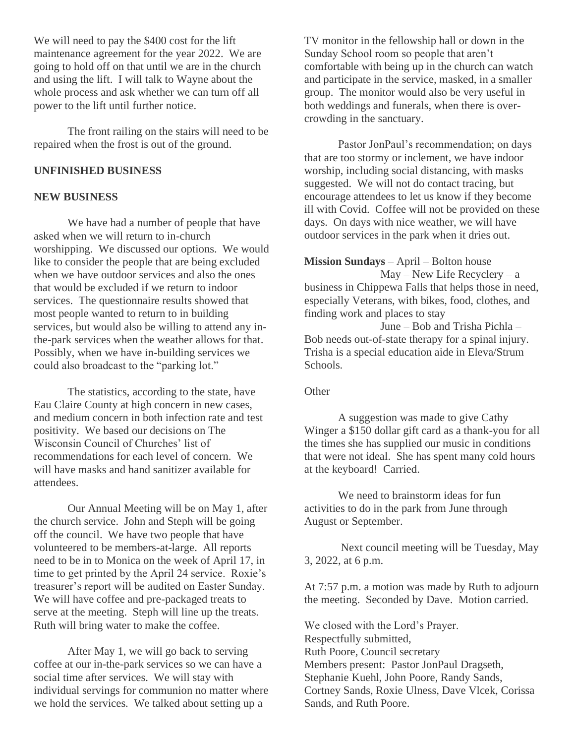We will need to pay the $400 cost for the lift maintenance agreement for the year 2022. We are going to hold off on that until we are in the church and using the lift. I will talk to Wayne about the whole process and ask whether we can turn off all power to the lift until further notice.

The front railing on the stairs will need to be repaired when the frost is out of the ground.

**UNFINISHED BUSINESS**

**NEW BUSINESS**

We have had a number of people that have asked when we will return to in-church worshipping. We discussed our options. We would like to consider the people that are being excluded when we have outdoor services and also the ones that would be excluded if we return to indoor services. The questionnaire results showed that most people wanted to return to in building services, but would also be willing to attend any in-the-park services when the weather allows for that. Possibly, when we have in-building services we could also broadcast to the "parking lot."

The statistics, according to the state, have Eau Claire County at high concern in new cases, and medium concern in both infection rate and test positivity. We based our decisions on The Wisconsin Council of Churches' list of recommendations for each level of concern. We will have masks and hand sanitizer available for attendees.

Our Annual Meeting will be on May 1, after the church service. John and Steph will be going off the council. We have two people that have volunteered to be members-at-large. All reports need to be in to Monica on the week of April 17, in time to get printed by the April 24 service. Roxie's treasurer's report will be audited on Easter Sunday. We will have coffee and pre-packaged treats to serve at the meeting. Steph will line up the treats. Ruth will bring water to make the coffee.

After May 1, we will go back to serving coffee at our in-the-park services so we can have a social time after services. We will stay with individual servings for communion no matter where we hold the services. We talked about setting up a TV monitor in the fellowship hall or down in the Sunday School room so people that aren't comfortable with being up in the church can watch and participate in the service, masked, in a smaller group. The monitor would also be very useful in both weddings and funerals, when there is over-crowding in the sanctuary.

Pastor JonPaul's recommendation; on days that are too stormy or inclement, we have indoor worship, including social distancing, with masks suggested. We will not do contact tracing, but encourage attendees to let us know if they become ill with Covid. Coffee will not be provided on these days. On days with nice weather, we will have outdoor services in the park when it dries out.

**Mission Sundays** – April – Bolton house

May – New Life Recyclery – a business in Chippewa Falls that helps those in need, especially Veterans, with bikes, food, clothes, and finding work and places to stay

June – Bob and Trisha Pichla – Bob needs out-of-state therapy for a spinal injury. Trisha is a special education aide in Eleva/Strum Schools.

Other

A suggestion was made to give Cathy Winger a $150 dollar gift card as a thank-you for all the times she has supplied our music in conditions that were not ideal. She has spent many cold hours at the keyboard! Carried.

We need to brainstorm ideas for fun activities to do in the park from June through August or September.

Next council meeting will be Tuesday, May 3, 2022, at 6 p.m.

At 7:57 p.m. a motion was made by Ruth to adjourn the meeting. Seconded by Dave. Motion carried.

We closed with the Lord's Prayer.
Respectfully submitted,
Ruth Poore, Council secretary
Members present: Pastor JonPaul Dragseth, Stephanie Kuehl, John Poore, Randy Sands, Cortney Sands, Roxie Ulness, Dave Vlcek, Corissa Sands, and Ruth Poore.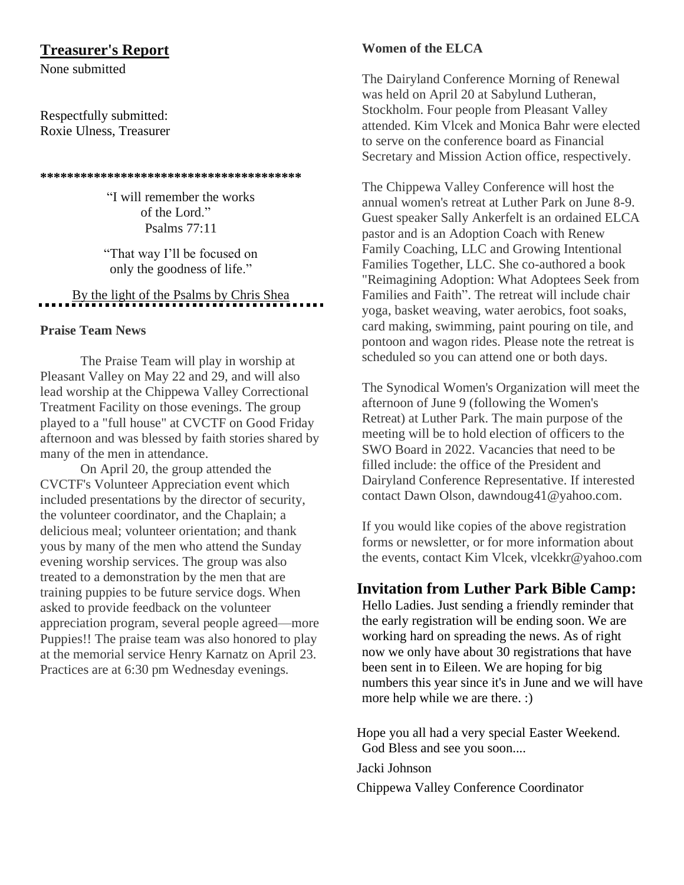## Treasurer's Report

None submitted

Respectfully submitted:
Roxie Ulness, Treasurer

**************************************

"I will remember the works of the Lord."
Psalms 77:11

"That way I'll be focused on only the goodness of life."

By the light of the Psalms by Chris Shea

### Praise Team News

The Praise Team will play in worship at Pleasant Valley on May 22 and 29, and will also lead worship at the Chippewa Valley Correctional Treatment Facility on those evenings. The group played to a "full house" at CVCTF on Good Friday afternoon and was blessed by faith stories shared by many of the men in attendance.

On April 20, the group attended the CVCTF's Volunteer Appreciation event which included presentations by the director of security, the volunteer coordinator, and the Chaplain; a delicious meal; volunteer orientation; and thank yous by many of the men who attend the Sunday evening worship services. The group was also treated to a demonstration by the men that are training puppies to be future service dogs. When asked to provide feedback on the volunteer appreciation program, several people agreed—more Puppies!! The praise team was also honored to play at the memorial service Henry Karnatz on April 23. Practices are at 6:30 pm Wednesday evenings.

### Women of the ELCA

The Dairyland Conference Morning of Renewal was held on April 20 at Sabylund Lutheran, Stockholm. Four people from Pleasant Valley attended. Kim Vlcek and Monica Bahr were elected to serve on the conference board as Financial Secretary and Mission Action office, respectively.

The Chippewa Valley Conference will host the annual women's retreat at Luther Park on June 8-9. Guest speaker Sally Ankerfelt is an ordained ELCA pastor and is an Adoption Coach with Renew Family Coaching, LLC and Growing Intentional Families Together, LLC. She co-authored a book "Reimagining Adoption: What Adoptees Seek from Families and Faith". The retreat will include chair yoga, basket weaving, water aerobics, foot soaks, card making, swimming, paint pouring on tile, and pontoon and wagon rides. Please note the retreat is scheduled so you can attend one or both days.

The Synodical Women's Organization will meet the afternoon of June 9 (following the Women's Retreat) at Luther Park. The main purpose of the meeting will be to hold election of officers to the SWO Board in 2022. Vacancies that need to be filled include: the office of the President and Dairyland Conference Representative. If interested contact Dawn Olson, dawndoug41@yahoo.com.

If you would like copies of the above registration forms or newsletter, or for more information about the events, contact Kim Vlcek, vlcekkr@yahoo.com

## Invitation from Luther Park Bible Camp:

Hello Ladies. Just sending a friendly reminder that the early registration will be ending soon. We are working hard on spreading the news. As of right now we only have about 30 registrations that have been sent in to Eileen. We are hoping for big numbers this year since it's in June and we will have more help while we are there. :)

Hope you all had a very special Easter Weekend. God Bless and see you soon....

Jacki Johnson

Chippewa Valley Conference Coordinator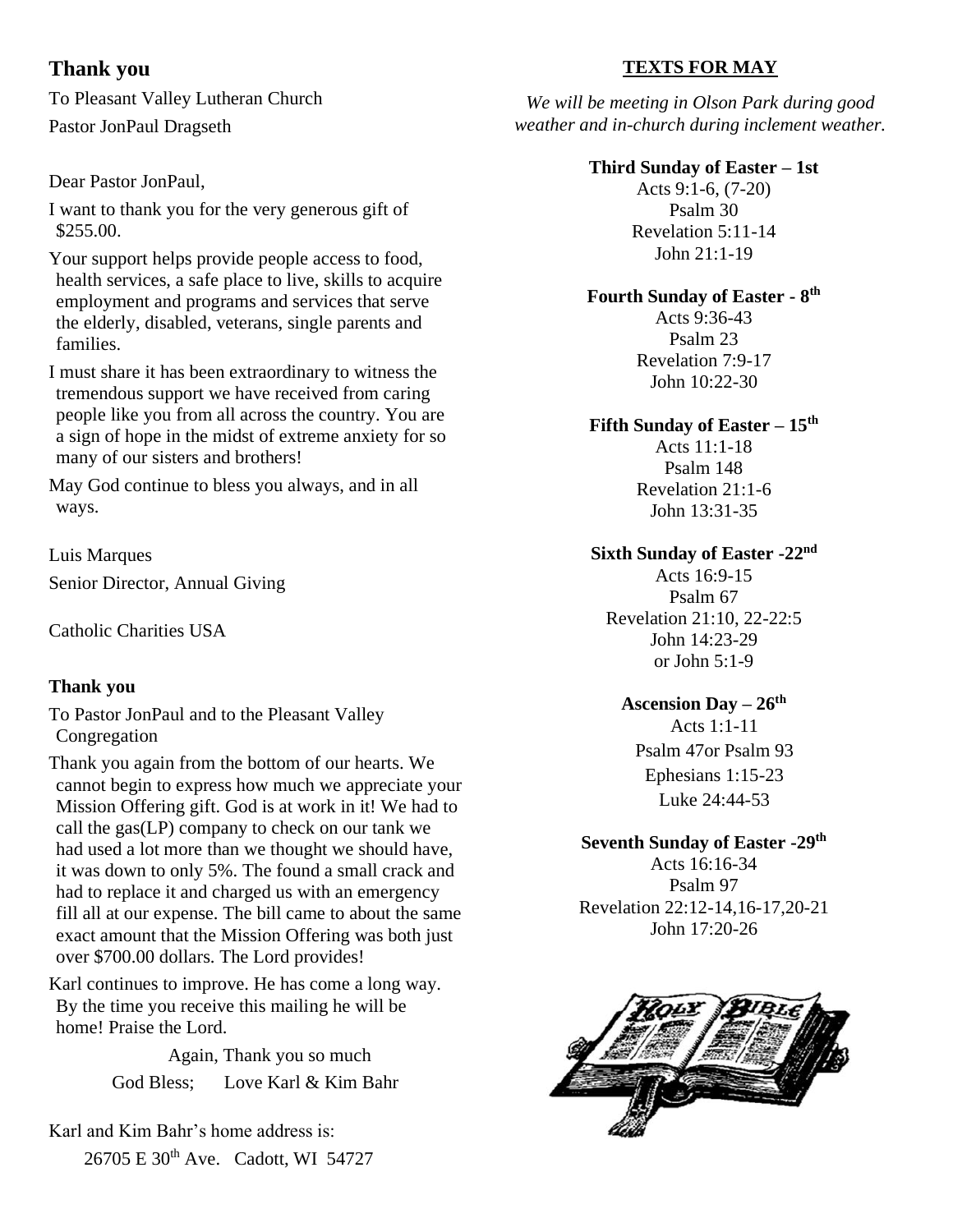## Thank you

To Pleasant Valley Lutheran Church

Pastor JonPaul Dragseth

Dear Pastor JonPaul,

I want to thank you for the very generous gift of $255.00.

Your support helps provide people access to food, health services, a safe place to live, skills to acquire employment and programs and services that serve the elderly, disabled, veterans, single parents and families.

I must share it has been extraordinary to witness the tremendous support we have received from caring people like you from all across the country. You are a sign of hope in the midst of extreme anxiety for so many of our sisters and brothers!

May God continue to bless you always, and in all ways.

Luis Marques

Senior Director, Annual Giving

Catholic Charities USA

### Thank you

To Pastor JonPaul and to the Pleasant Valley Congregation

Thank you again from the bottom of our hearts. We cannot begin to express how much we appreciate your Mission Offering gift. God is at work in it! We had to call the gas(LP) company to check on our tank we had used a lot more than we thought we should have, it was down to only 5%. The found a small crack and had to replace it and charged us with an emergency fill all at our expense. The bill came to about the same exact amount that the Mission Offering was both just over $700.00 dollars. The Lord provides!

Karl continues to improve. He has come a long way. By the time you receive this mailing he will be home! Praise the Lord.

Again, Thank you so much

God Bless; Love Karl & Kim Bahr

Karl and Kim Bahr's home address is:
26705 E 30th Ave. Cadott, WI 54727

## TEXTS FOR MAY

*We will be meeting in Olson Park during good weather and in-church during inclement weather.*

**Third Sunday of Easter – 1st**
Acts 9:1-6, (7-20)
Psalm 30
Revelation 5:11-14
John 21:1-19

**Fourth Sunday of Easter - 8th**
Acts 9:36-43
Psalm 23
Revelation 7:9-17
John 10:22-30

**Fifth Sunday of Easter – 15th**
Acts 11:1-18
Psalm 148
Revelation 21:1-6
John 13:31-35

**Sixth Sunday of Easter -22nd**
Acts 16:9-15
Psalm 67
Revelation 21:10, 22-22:5
John 14:23-29
or John 5:1-9

**Ascension Day – 26th**
Acts 1:1-11
Psalm 47or Psalm 93
Ephesians 1:15-23
Luke 24:44-53

**Seventh Sunday of Easter -29th**
Acts 16:16-34
Psalm 97
Revelation 22:12-14,16-17,20-21
John 17:20-26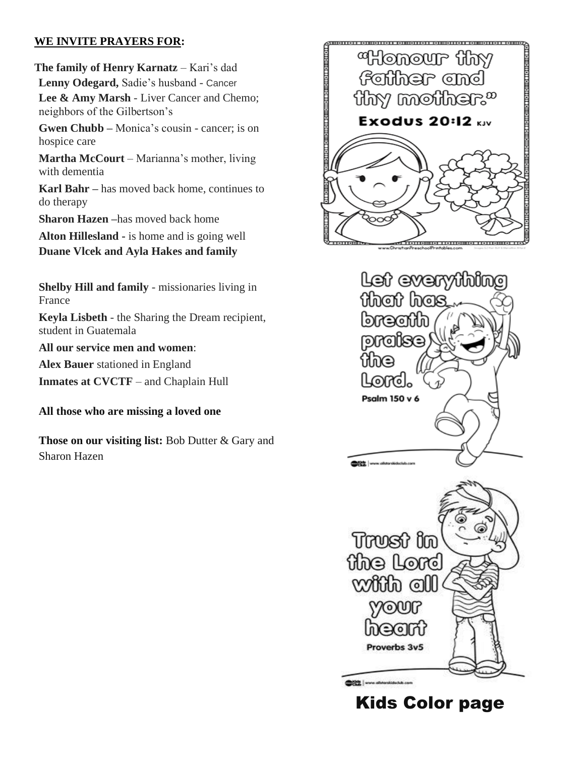**WE INVITE PRAYERS FOR:**

**The family of Henry Karnatz** – Kari's dad

**Lenny Odegard,** Sadie's husband - Cancer

**Lee & Amy Marsh** - Liver Cancer and Chemo; neighbors of the Gilbertson's

**Gwen Chubb –** Monica's cousin - cancer; is on hospice care

**Martha McCourt** – Marianna's mother, living with dementia

**Karl Bahr –** has moved back home, continues to do therapy

**Sharon Hazen –**has moved back home

**Alton Hillesland -** is home and is going well

**Duane Vlcek and Ayla Hakes and family**

**Shelby Hill and family** - missionaries living in France

**Keyla Lisbeth** - the Sharing the Dream recipient, student in Guatemala

**All our service men and women**:

**Alex Bauer** stationed in England

**Inmates at CVCTF** – and Chaplain Hull

**All those who are missing a loved one**

**Those on our visiting list:** Bob Dutter & Gary and Sharon Hazen

"Honour thy father and thy mother." Exodus 20:12 KJV

Let everything that has breath praise the Lord. Psalm 150 v 6

Trust in the Lord with all your heart Proverbs 3v5

## Kids Color page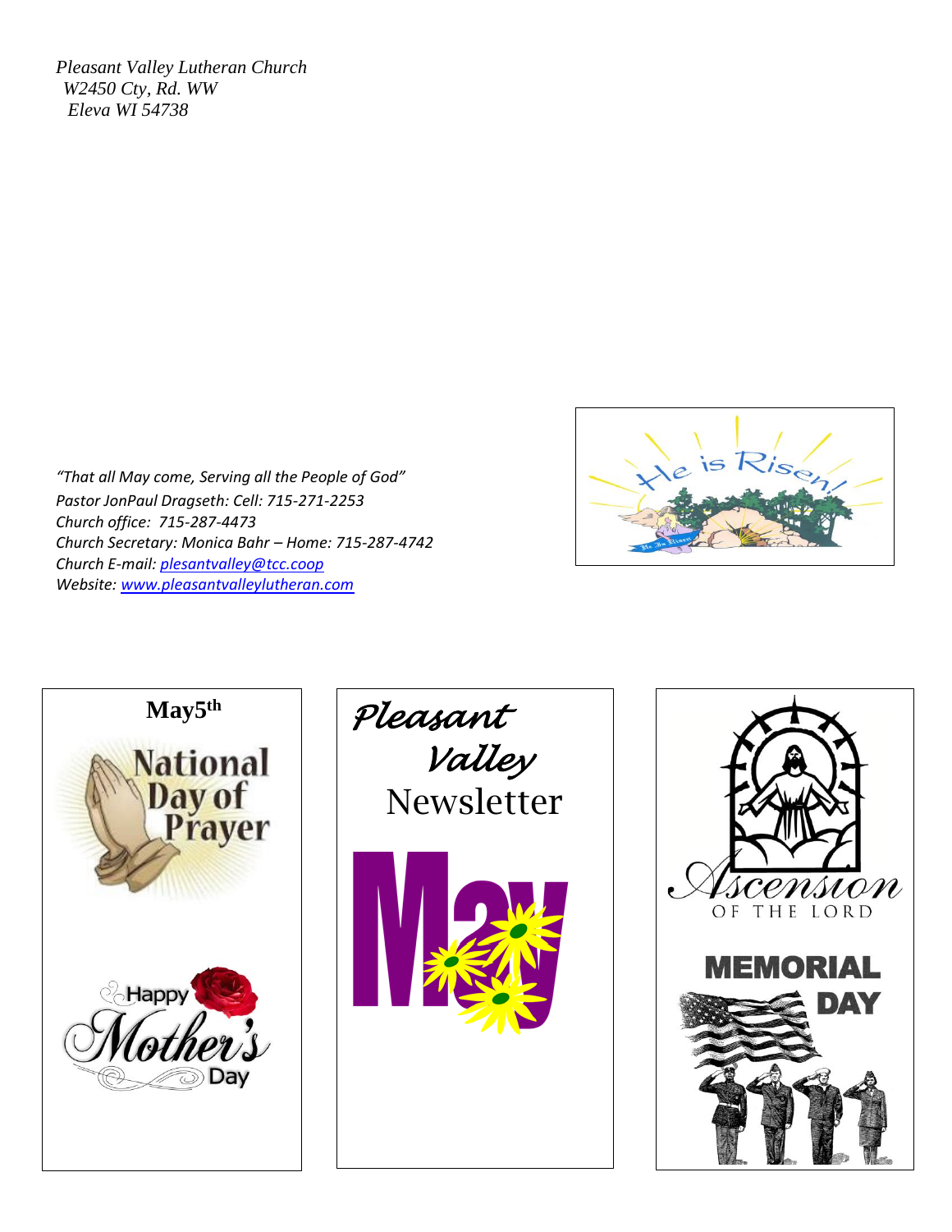*Pleasant Valley Lutheran Church*
*W2450 Cty, Rd. WW*
*Eleva WI 54738*

*"That all May come, Serving all the People of God"*
*Pastor JonPaul Dragseth: Cell: 715-271-2253*
*Church office: 715-287-4473*
*Church Secretary: Monica Bahr – Home: 715-287-4742*
*Church E-mail: [plesantvalley@tcc.coop](mailto:plesantvalley@tcc.coop)*
*Website: [www.pleasantvalleylutheran.com](http://www.pleasantvalleylutheran.com)*

He is Risen!

**May5th**

National Day of Prayer

Happy Mother's Day

*Pleasant Valley*

Newsletter

May

Ascension OF THE LORD

MEMORIAL DAY